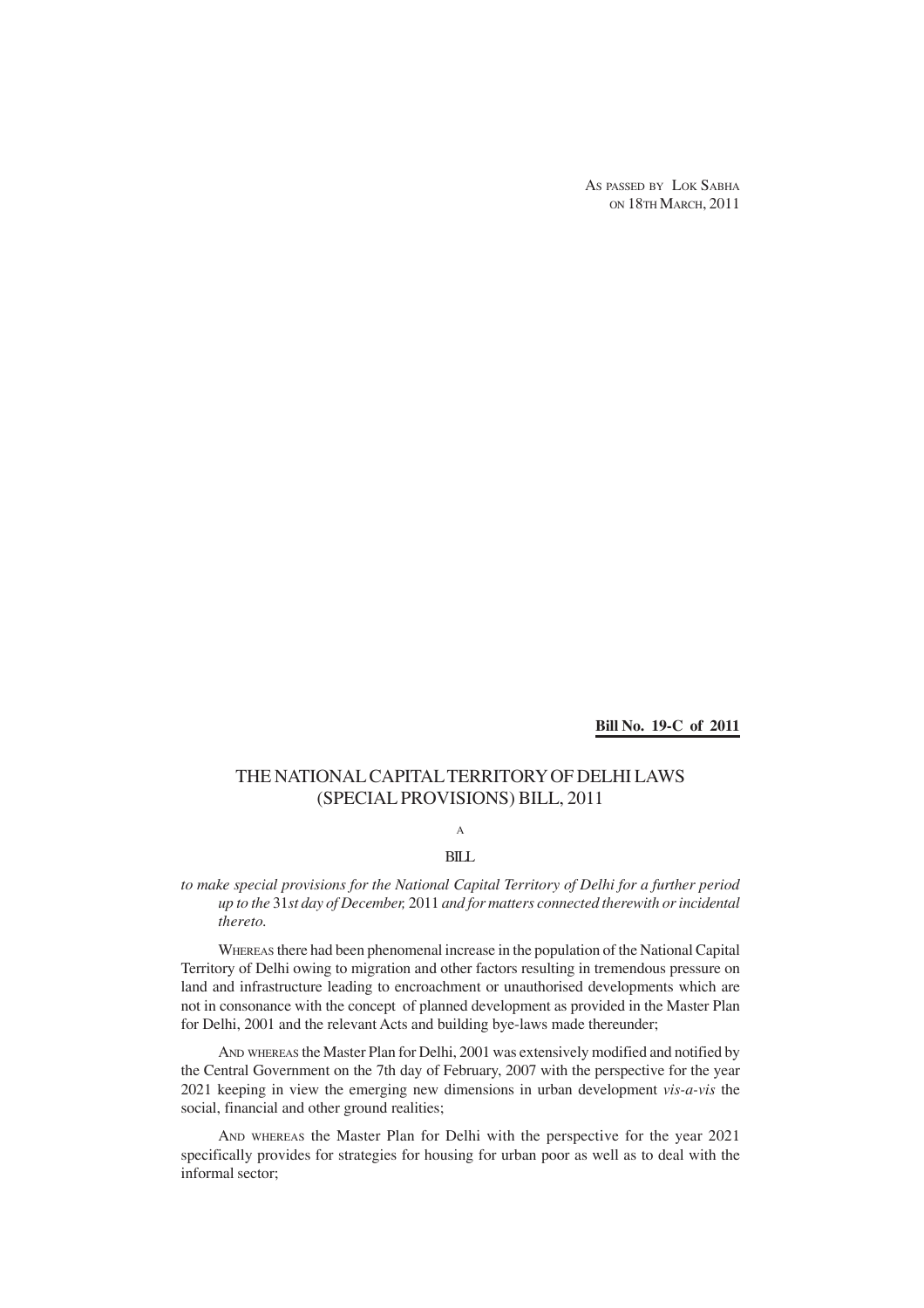AS PASSED BY LOK SABHA
ON 18TH MARCH, 2011

**Bill No. 19-C of 2011**

# THE NATIONAL CAPITAL TERRITORY OF DELHI LAWS (SPECIAL PROVISIONS) BILL, 2011

A

BILL

*to make special provisions for the National Capital Territory of Delhi for a further period up to the* 31*st day of December,* 2011 *and for matters connected therewith or incidental thereto.*

WHEREAS there had been phenomenal increase in the population of the National Capital Territory of Delhi owing to migration and other factors resulting in tremendous pressure on land and infrastructure leading to encroachment or unauthorised developments which are not in consonance with the concept of planned development as provided in the Master Plan for Delhi, 2001 and the relevant Acts and building bye-laws made thereunder;

AND WHEREAS the Master Plan for Delhi, 2001 was extensively modified and notified by the Central Government on the 7th day of February, 2007 with the perspective for the year 2021 keeping in view the emerging new dimensions in urban development *vis-a-vis* the social, financial and other ground realities;

AND WHEREAS the Master Plan for Delhi with the perspective for the year 2021 specifically provides for strategies for housing for urban poor as well as to deal with the informal sector;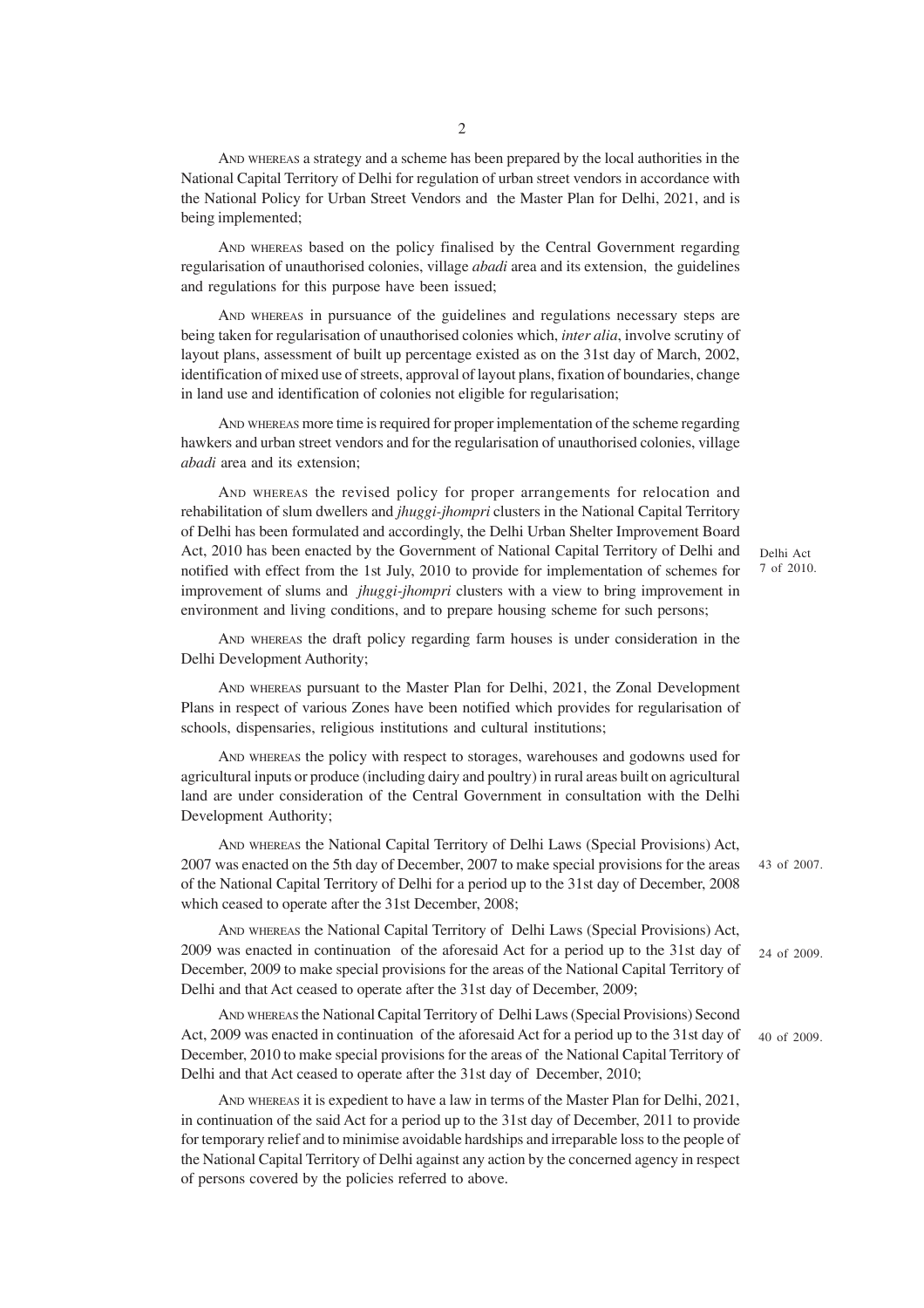AND WHEREAS a strategy and a scheme has been prepared by the local authorities in the National Capital Territory of Delhi for regulation of urban street vendors in accordance with the National Policy for Urban Street Vendors and the Master Plan for Delhi, 2021, and is being implemented;

AND WHEREAS based on the policy finalised by the Central Government regarding regularisation of unauthorised colonies, village *abadi* area and its extension, the guidelines and regulations for this purpose have been issued;

AND WHEREAS in pursuance of the guidelines and regulations necessary steps are being taken for regularisation of unauthorised colonies which, *inter alia*, involve scrutiny of layout plans, assessment of built up percentage existed as on the 31st day of March, 2002, identification of mixed use of streets, approval of layout plans, fixation of boundaries, change in land use and identification of colonies not eligible for regularisation;

AND WHEREAS more time is required for proper implementation of the scheme regarding hawkers and urban street vendors and for the regularisation of unauthorised colonies, village *abadi* area and its extension;

AND WHEREAS the revised policy for proper arrangements for relocation and rehabilitation of slum dwellers and *jhuggi-jhompri* clusters in the National Capital Territory of Delhi has been formulated and accordingly, the Delhi Urban Shelter Improvement Board Act, 2010 has been enacted by the Government of National Capital Territory of Delhi and notified with effect from the 1st July, 2010 to provide for implementation of schemes for improvement of slums and *jhuggi-jhompri* clusters with a view to bring improvement in environment and living conditions, and to prepare housing scheme for such persons;

Delhi Act 7 of 2010.

AND WHEREAS the draft policy regarding farm houses is under consideration in the Delhi Development Authority;

AND WHEREAS pursuant to the Master Plan for Delhi, 2021, the Zonal Development Plans in respect of various Zones have been notified which provides for regularisation of schools, dispensaries, religious institutions and cultural institutions;

AND WHEREAS the policy with respect to storages, warehouses and godowns used for agricultural inputs or produce (including dairy and poultry) in rural areas built on agricultural land are under consideration of the Central Government in consultation with the Delhi Development Authority;

AND WHEREAS the National Capital Territory of Delhi Laws (Special Provisions) Act, 2007 was enacted on the 5th day of December, 2007 to make special provisions for the areas of the National Capital Territory of Delhi for a period up to the 31st day of December, 2008 which ceased to operate after the 31st December, 2008;

43 of 2007.

AND WHEREAS the National Capital Territory of Delhi Laws (Special Provisions) Act, 2009 was enacted in continuation of the aforesaid Act for a period up to the 31st day of December, 2009 to make special provisions for the areas of the National Capital Territory of Delhi and that Act ceased to operate after the 31st day of December, 2009;

24 of 2009.

AND WHEREAS the National Capital Territory of Delhi Laws (Special Provisions) Second Act, 2009 was enacted in continuation of the aforesaid Act for a period up to the 31st day of December, 2010 to make special provisions for the areas of the National Capital Territory of Delhi and that Act ceased to operate after the 31st day of December, 2010;

40 of 2009.

AND WHEREAS it is expedient to have a law in terms of the Master Plan for Delhi, 2021, in continuation of the said Act for a period up to the 31st day of December, 2011 to provide for temporary relief and to minimise avoidable hardships and irreparable loss to the people of the National Capital Territory of Delhi against any action by the concerned agency in respect of persons covered by the policies referred to above.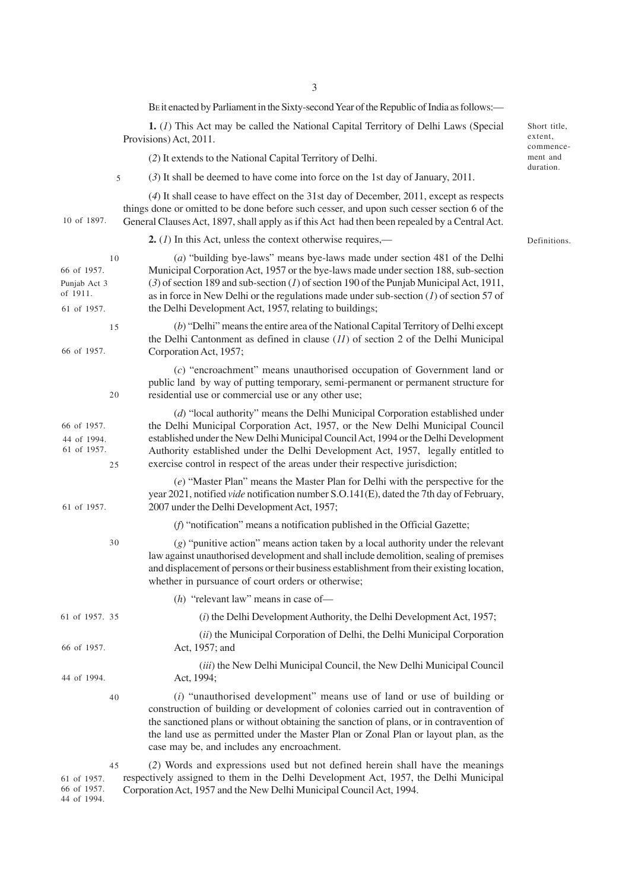BE it enacted by Parliament in the Sixty-second Year of the Republic of India as follows:—

**Short title, extent, commencement and duration.**

**1.** (*1*) This Act may be called the National Capital Territory of Delhi Laws (Special Provisions) Act, 2011.

(*2*) It extends to the National Capital Territory of Delhi.

(*3*) It shall be deemed to have come into force on the 1st day of January, 2011.

(*4*) It shall cease to have effect on the 31st day of December, 2011, except as respects things done or omitted to be done before such cesser, and upon such cesser section 6 of the General Clauses Act, 1897, shall apply as if this Act had then been repealed by a Central Act. (10 of 1897.)

**Definitions.**

**2.** (*1*) In this Act, unless the context otherwise requires,—

(*a*) "building bye-laws" means bye-laws made under section 481 of the Delhi Municipal Corporation Act, 1957 or the bye-laws made under section 188, sub-section (*3*) of section 189 and sub-section (*1*) of section 190 of the Punjab Municipal Act, 1911, as in force in New Delhi or the regulations made under sub-section (*1*) of section 57 of the Delhi Development Act, 1957, relating to buildings; (66 of 1957. Punjab Act 3 of 1911. 61 of 1957.)

(*b*) "Delhi" means the entire area of the National Capital Territory of Delhi except the Delhi Cantonment as defined in clause (*11*) of section 2 of the Delhi Municipal Corporation Act, 1957; (66 of 1957.)

(*c*) "encroachment" means unauthorised occupation of Government land or public land by way of putting temporary, semi-permanent or permanent structure for residential use or commercial use or any other use;

(*d*) "local authority" means the Delhi Municipal Corporation established under the Delhi Municipal Corporation Act, 1957, or the New Delhi Municipal Council established under the New Delhi Municipal Council Act, 1994 or the Delhi Development Authority established under the Delhi Development Act, 1957, legally entitled to exercise control in respect of the areas under their respective jurisdiction; (66 of 1957. 44 of 1994. 61 of 1957.)

(*e*) "Master Plan" means the Master Plan for Delhi with the perspective for the year 2021, notified *vide* notification number S.O.141(E), dated the 7th day of February, 2007 under the Delhi Development Act, 1957; (61 of 1957.)

(*f*) "notification" means a notification published in the Official Gazette;

(*g*) "punitive action" means action taken by a local authority under the relevant law against unauthorised development and shall include demolition, sealing of premises and displacement of persons or their business establishment from their existing location, whether in pursuance of court orders or otherwise;

(*h*) "relevant law" means in case of—

(*i*) the Delhi Development Authority, the Delhi Development Act, 1957; (61 of 1957.)

(*ii*) the Municipal Corporation of Delhi, the Delhi Municipal Corporation Act, 1957; and (66 of 1957.)

(*iii*) the New Delhi Municipal Council, the New Delhi Municipal Council Act, 1994; (44 of 1994.)

(*i*) "unauthorised development" means use of land or use of building or construction of building or development of colonies carried out in contravention of the sanctioned plans or without obtaining the sanction of plans, or in contravention of the land use as permitted under the Master Plan or Zonal Plan or layout plan, as the case may be, and includes any encroachment.

(*2*) Words and expressions used but not defined herein shall have the meanings respectively assigned to them in the Delhi Development Act, 1957, the Delhi Municipal Corporation Act, 1957 and the New Delhi Municipal Council Act, 1994. (61 of 1957. 66 of 1957. 44 of 1994.)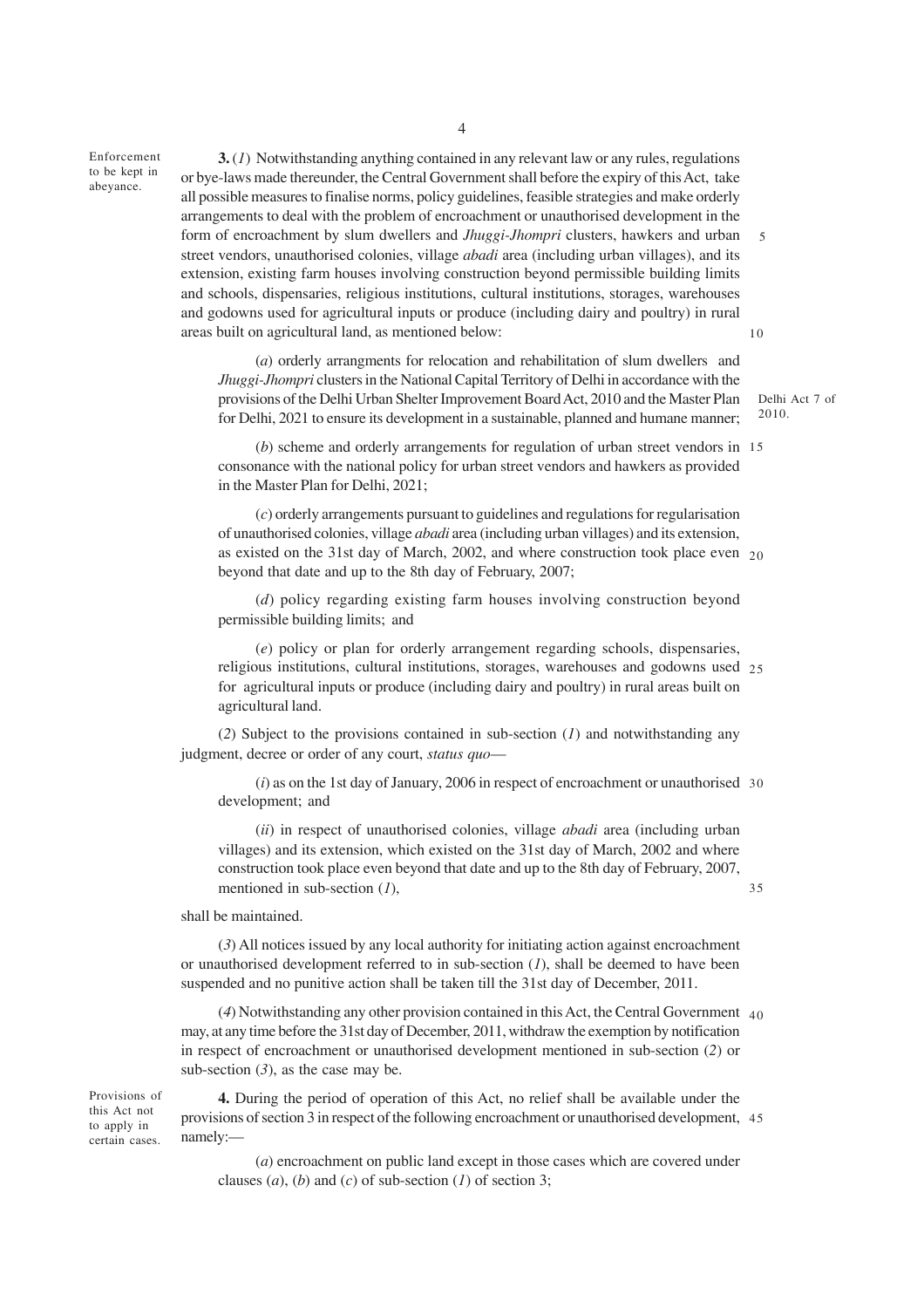Enforcement to be kept in abeyance.

**3.** (*1*) Notwithstanding anything contained in any relevant law or any rules, regulations or bye-laws made thereunder, the Central Government shall before the expiry of this Act, take all possible measures to finalise norms, policy guidelines, feasible strategies and make orderly arrangements to deal with the problem of encroachment or unauthorised development in the form of encroachment by slum dwellers and *Jhuggi-Jhompri* clusters, hawkers and urban street vendors, unauthorised colonies, village *abadi* area (including urban villages), and its extension, existing farm houses involving construction beyond permissible building limits and schools, dispensaries, religious institutions, cultural institutions, storages, warehouses and godowns used for agricultural inputs or produce (including dairy and poultry) in rural areas built on agricultural land, as mentioned below:

(*a*) orderly arrangments for relocation and rehabilitation of slum dwellers and *Jhuggi-Jhompri* clusters in the National Capital Territory of Delhi in accordance with the provisions of the Delhi Urban Shelter Improvement Board Act, 2010 and the Master Plan for Delhi, 2021 to ensure its development in a sustainable, planned and humane manner;

Delhi Act 7 of 2010.

(*b*) scheme and orderly arrangements for regulation of urban street vendors in consonance with the national policy for urban street vendors and hawkers as provided in the Master Plan for Delhi, 2021;

(*c*) orderly arrangements pursuant to guidelines and regulations for regularisation of unauthorised colonies, village *abadi* area (including urban villages) and its extension, as existed on the 31st day of March, 2002, and where construction took place even beyond that date and up to the 8th day of February, 2007;

(*d*) policy regarding existing farm houses involving construction beyond permissible building limits; and

(*e*) policy or plan for orderly arrangement regarding schools, dispensaries, religious institutions, cultural institutions, storages, warehouses and godowns used for agricultural inputs or produce (including dairy and poultry) in rural areas built on agricultural land.

(*2*) Subject to the provisions contained in sub-section (*1*) and notwithstanding any judgment, decree or order of any court, *status quo*—

(*i*) as on the 1st day of January, 2006 in respect of encroachment or unauthorised development; and

(*ii*) in respect of unauthorised colonies, village *abadi* area (including urban villages) and its extension, which existed on the 31st day of March, 2002 and where construction took place even beyond that date and up to the 8th day of February, 2007, mentioned in sub-section (*1*),

shall be maintained.

(*3*) All notices issued by any local authority for initiating action against encroachment or unauthorised development referred to in sub-section (*1*), shall be deemed to have been suspended and no punitive action shall be taken till the 31st day of December, 2011.

(*4*) Notwithstanding any other provision contained in this Act, the Central Government may, at any time before the 31st day of December, 2011, withdraw the exemption by notification in respect of encroachment or unauthorised development mentioned in sub-section (*2*) or sub-section (*3*), as the case may be.

Provisions of this Act not to apply in certain cases.

**4.** During the period of operation of this Act, no relief shall be available under the provisions of section 3 in respect of the following encroachment or unauthorised development, namely:—

(*a*) encroachment on public land except in those cases which are covered under clauses (*a*), (*b*) and (*c*) of sub-section (*1*) of section 3;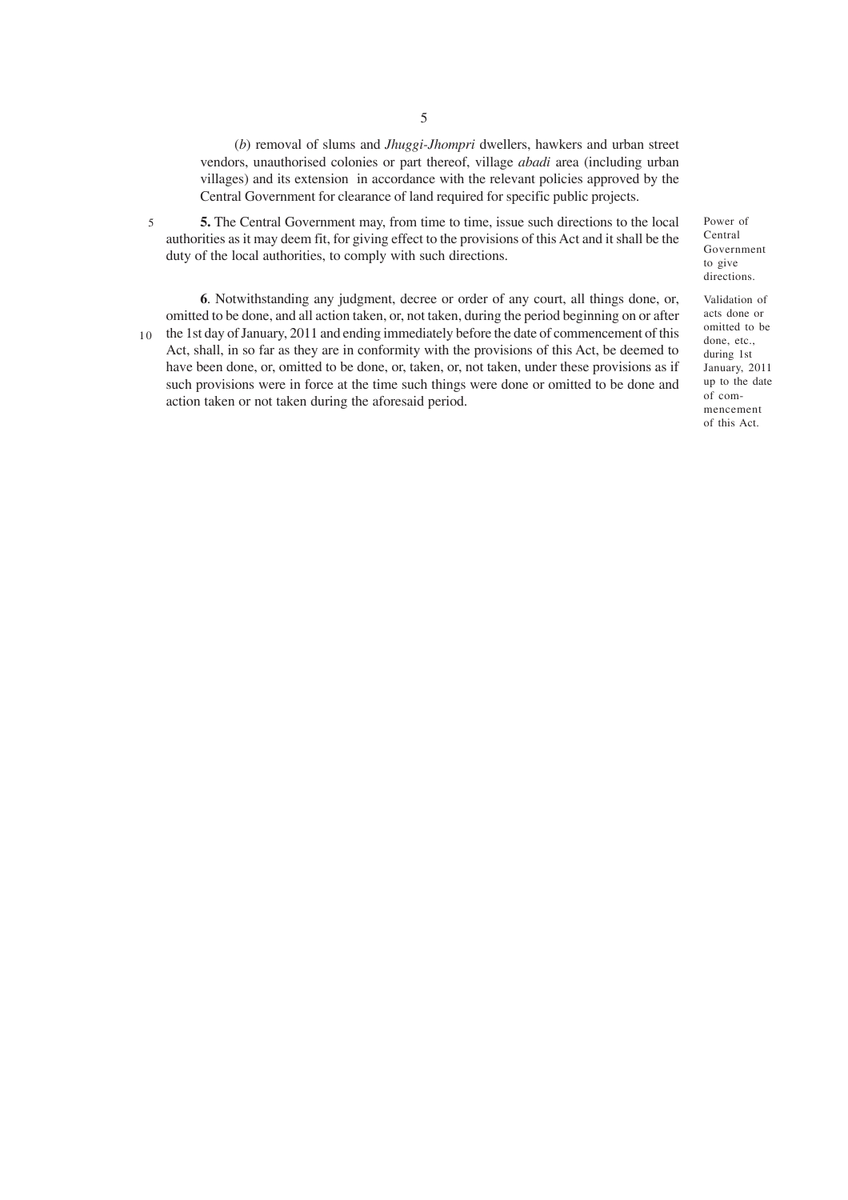(*b*) removal of slums and *Jhuggi-Jhompri* dwellers, hawkers and urban street vendors, unauthorised colonies or part thereof, village *abadi* area (including urban villages) and its extension in accordance with the relevant policies approved by the Central Government for clearance of land required for specific public projects.

*Power of Central Government to give directions.*

**5.** The Central Government may, from time to time, issue such directions to the local authorities as it may deem fit, for giving effect to the provisions of this Act and it shall be the duty of the local authorities, to comply with such directions.

*Validation of acts done or omitted to be done, etc., during 1st January, 2011 up to the date of commencement of this Act.*

**6**. Notwithstanding any judgment, decree or order of any court, all things done, or, omitted to be done, and all action taken, or, not taken, during the period beginning on or after the 1st day of January, 2011 and ending immediately before the date of commencement of this Act, shall, in so far as they are in conformity with the provisions of this Act, be deemed to have been done, or, omitted to be done, or, taken, or, not taken, under these provisions as if such provisions were in force at the time such things were done or omitted to be done and action taken or not taken during the aforesaid period.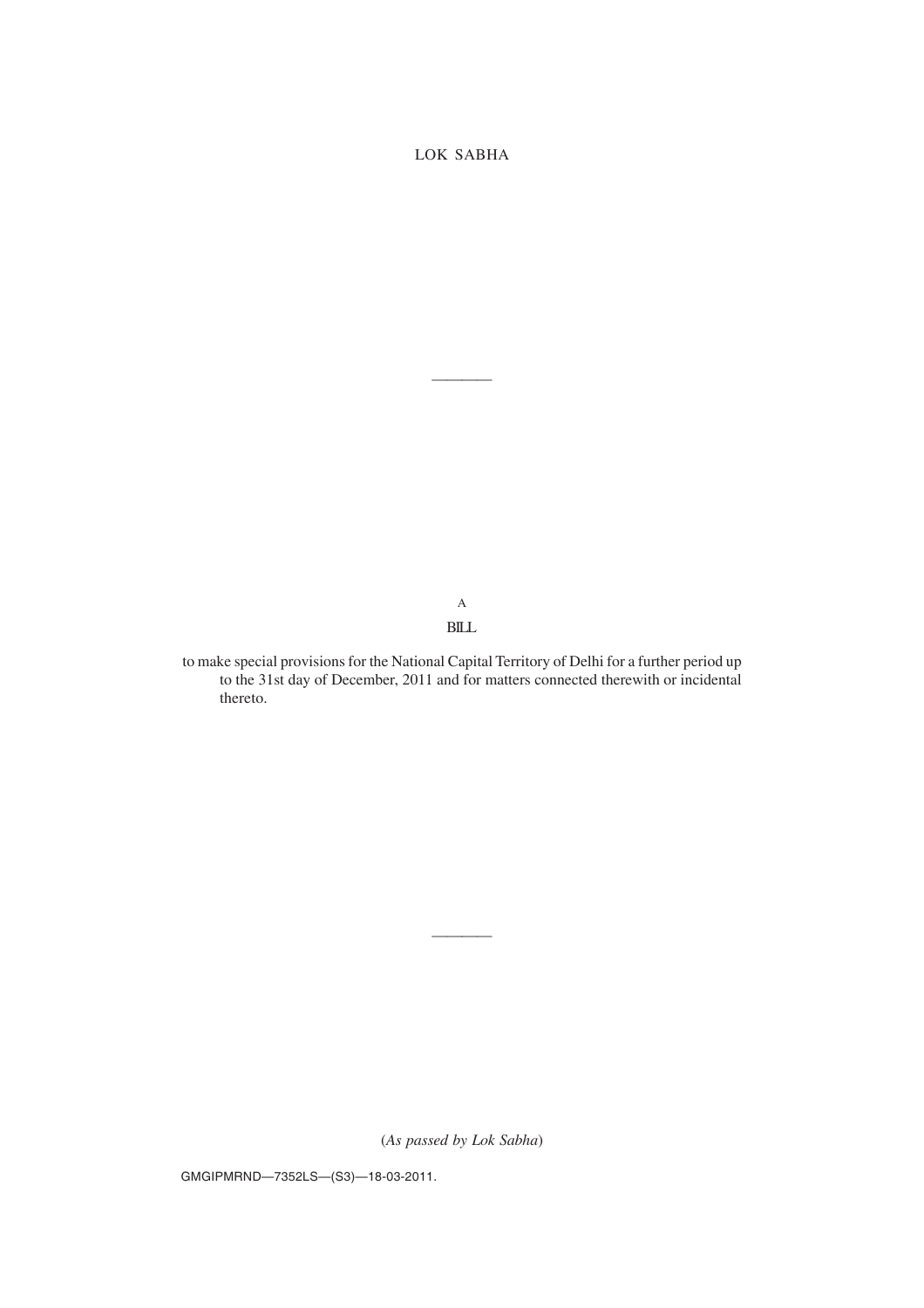LOK SABHA

---

A

BILL

to make special provisions for the National Capital Territory of Delhi for a further period up to the 31st day of December, 2011 and for matters connected therewith or incidental thereto.

---

(*As passed by Lok Sabha*)

GMGIPMRND—7352LS—(S3)—18-03-2011.